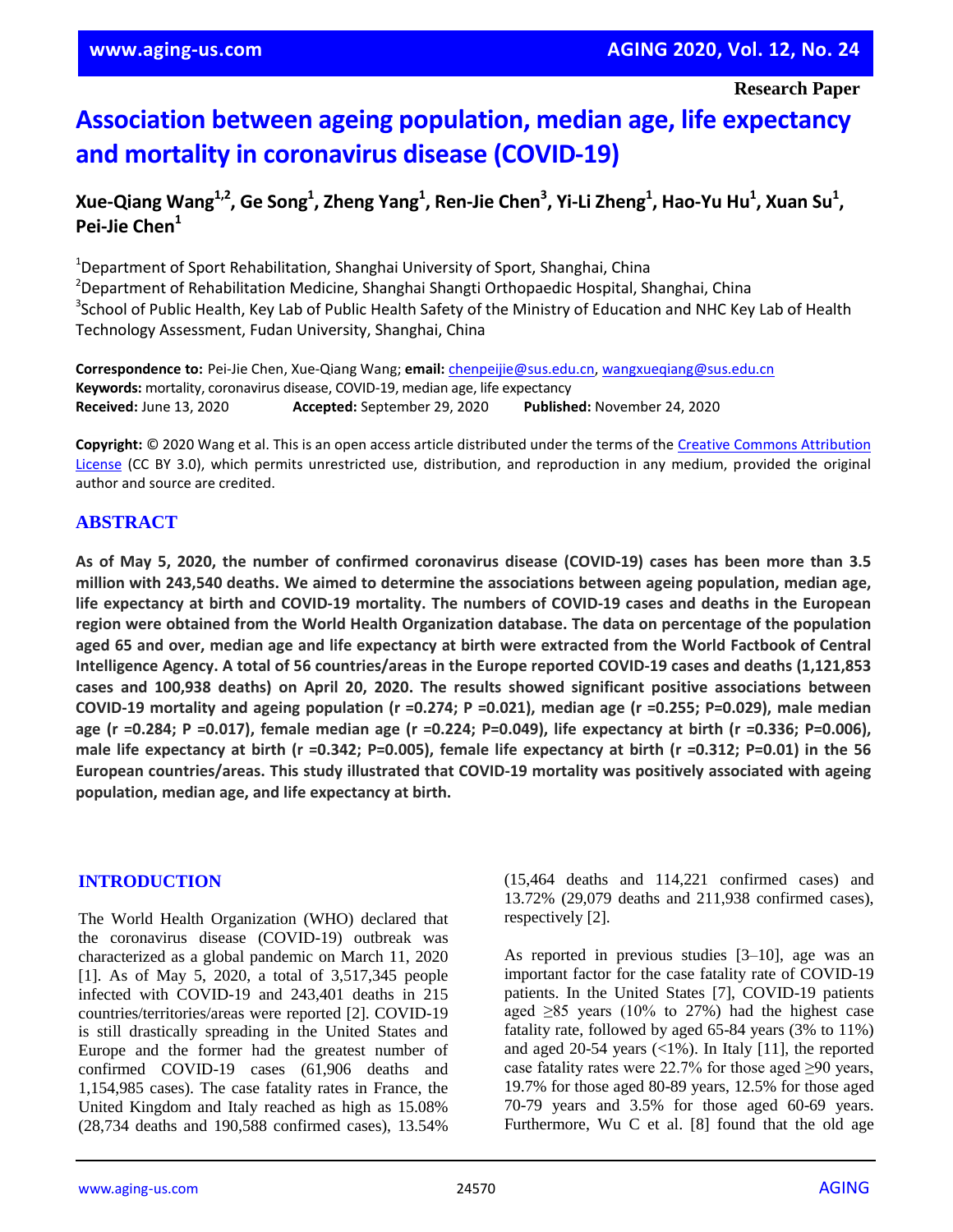Research Paper

# Association between ageing population, median age, life expectancy and mortality in coronavirus disease (COVID-19)

**Xue-Qiang Wang[1,2], Ge Song[1], Zheng Yang[1], Ren-Jie Chen[3], Yi-Li Zheng[1], Hao-Yu Hu[1], Xuan Su[1], Pei-Jie Chen[1]**

[1]Department of Sport Rehabilitation, Shanghai University of Sport, Shanghai, China
[2]Department of Rehabilitation Medicine, Shanghai Shangti Orthopaedic Hospital, Shanghai, China
[3]School of Public Health, Key Lab of Public Health Safety of the Ministry of Education and NHC Key Lab of Health Technology Assessment, Fudan University, Shanghai, China

**Correspondence to:** Pei-Jie Chen, Xue-Qiang Wang; **email:** chenpeijie@sus.edu.cn, wangxueqiang@sus.edu.cn
**Keywords:** mortality, coronavirus disease, COVID-19, median age, life expectancy
**Received:** June 13, 2020 **Accepted:** September 29, 2020 **Published:** November 24, 2020

**Copyright:** © 2020 Wang et al. This is an open access article distributed under the terms of the Creative Commons Attribution License (CC BY 3.0), which permits unrestricted use, distribution, and reproduction in any medium, provided the original author and source are credited.

## ABSTRACT

**As of May 5, 2020, the number of confirmed coronavirus disease (COVID-19) cases has been more than 3.5 million with 243,540 deaths. We aimed to determine the associations between ageing population, median age, life expectancy at birth and COVID-19 mortality. The numbers of COVID-19 cases and deaths in the European region were obtained from the World Health Organization database. The data on percentage of the population aged 65 and over, median age and life expectancy at birth were extracted from the World Factbook of Central Intelligence Agency. A total of 56 countries/areas in the Europe reported COVID-19 cases and deaths (1,121,853 cases and 100,938 deaths) on April 20, 2020. The results showed significant positive associations between COVID-19 mortality and ageing population (r =0.274; P =0.021), median age (r =0.255; P=0.029), male median age (r =0.284; P =0.017), female median age (r =0.224; P=0.049), life expectancy at birth (r =0.336; P=0.006), male life expectancy at birth (r =0.342; P=0.005), female life expectancy at birth (r =0.312; P=0.01) in the 56 European countries/areas. This study illustrated that COVID-19 mortality was positively associated with ageing population, median age, and life expectancy at birth.**

## INTRODUCTION

The World Health Organization (WHO) declared that the coronavirus disease (COVID-19) outbreak was characterized as a global pandemic on March 11, 2020 [1]. As of May 5, 2020, a total of 3,517,345 people infected with COVID-19 and 243,401 deaths in 215 countries/territories/areas were reported [2]. COVID-19 is still drastically spreading in the United States and Europe and the former had the greatest number of confirmed COVID-19 cases (61,906 deaths and 1,154,985 cases). The case fatality rates in France, the United Kingdom and Italy reached as high as 15.08% (28,734 deaths and 190,588 confirmed cases), 13.54% (15,464 deaths and 114,221 confirmed cases) and 13.72% (29,079 deaths and 211,938 confirmed cases), respectively [2].

As reported in previous studies [3–10], age was an important factor for the case fatality rate of COVID-19 patients. In the United States [7], COVID-19 patients aged ≥85 years (10% to 27%) had the highest case fatality rate, followed by aged 65-84 years (3% to 11%) and aged 20-54 years (<1%). In Italy [11], the reported case fatality rates were 22.7% for those aged ≥90 years, 19.7% for those aged 80-89 years, 12.5% for those aged 70-79 years and 3.5% for those aged 60-69 years. Furthermore, Wu C et al. [8] found that the old age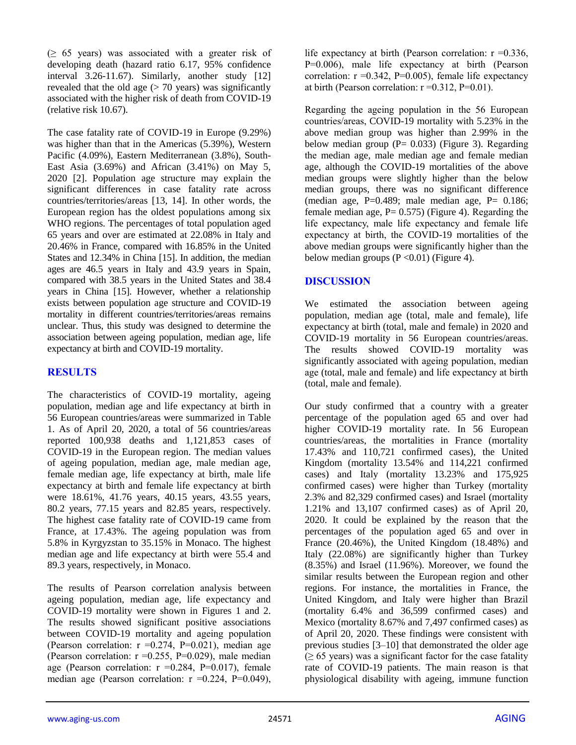(≥ 65 years) was associated with a greater risk of developing death (hazard ratio 6.17, 95% confidence interval 3.26-11.67). Similarly, another study [12] revealed that the old age (> 70 years) was significantly associated with the higher risk of death from COVID-19 (relative risk 10.67).

The case fatality rate of COVID-19 in Europe (9.29%) was higher than that in the Americas (5.39%), Western Pacific (4.09%), Eastern Mediterranean (3.8%), South-East Asia (3.69%) and African (3.41%) on May 5, 2020 [2]. Population age structure may explain the significant differences in case fatality rate across countries/territories/areas [13, 14]. In other words, the European region has the oldest populations among six WHO regions. The percentages of total population aged 65 years and over are estimated at 22.08% in Italy and 20.46% in France, compared with 16.85% in the United States and 12.34% in China [15]. In addition, the median ages are 46.5 years in Italy and 43.9 years in Spain, compared with 38.5 years in the United States and 38.4 years in China [15]. However, whether a relationship exists between population age structure and COVID-19 mortality in different countries/territories/areas remains unclear. Thus, this study was designed to determine the association between ageing population, median age, life expectancy at birth and COVID-19 mortality.

## RESULTS

The characteristics of COVID-19 mortality, ageing population, median age and life expectancy at birth in 56 European countries/areas were summarized in Table 1. As of April 20, 2020, a total of 56 countries/areas reported 100,938 deaths and 1,121,853 cases of COVID-19 in the European region. The median values of ageing population, median age, male median age, female median age, life expectancy at birth, male life expectancy at birth and female life expectancy at birth were 18.61%, 41.76 years, 40.15 years, 43.55 years, 80.2 years, 77.15 years and 82.85 years, respectively. The highest case fatality rate of COVID-19 came from France, at 17.43%. The ageing population was from 5.8% in Kyrgyzstan to 35.15% in Monaco. The highest median age and life expectancy at birth were 55.4 and 89.3 years, respectively, in Monaco.

The results of Pearson correlation analysis between ageing population, median age, life expectancy and COVID-19 mortality were shown in Figures 1 and 2. The results showed significant positive associations between COVID-19 mortality and ageing population (Pearson correlation: $r = 0.274$, $P = 0.021$), median age (Pearson correlation: $r = 0.255$, $P = 0.029$), male median age (Pearson correlation: $r = 0.284$, $P = 0.017$), female median age (Pearson correlation: $r = 0.224$, $P = 0.049$), life expectancy at birth (Pearson correlation: $r = 0.336$, $P = 0.006$), male life expectancy at birth (Pearson correlation: $r = 0.342$, $P = 0.005$), female life expectancy at birth (Pearson correlation: $r = 0.312$, $P = 0.01$).

Regarding the ageing population in the 56 European countries/areas, COVID-19 mortality with 5.23% in the above median group was higher than 2.99% in the below median group ($P = 0.033$) (Figure 3). Regarding the median age, male median age and female median age, although the COVID-19 mortalities of the above median groups were slightly higher than the below median groups, there was no significant difference (median age, $P = 0.489$; male median age, $P = 0.186$; female median age, $P = 0.575$) (Figure 4). Regarding the life expectancy, male life expectancy and female life expectancy at birth, the COVID-19 mortalities of the above median groups were significantly higher than the below median groups ($P < 0.01$) (Figure 4).

## DISCUSSION

We estimated the association between ageing population, median age (total, male and female), life expectancy at birth (total, male and female) in 2020 and COVID-19 mortality in 56 European countries/areas. The results showed COVID-19 mortality was significantly associated with ageing population, median age (total, male and female) and life expectancy at birth (total, male and female).

Our study confirmed that a country with a greater percentage of the population aged 65 and over had higher COVID-19 mortality rate. In 56 European countries/areas, the mortalities in France (mortality 17.43% and 110,721 confirmed cases), the United Kingdom (mortality 13.54% and 114,221 confirmed cases) and Italy (mortality 13.23% and 175,925 confirmed cases) were higher than Turkey (mortality 2.3% and 82,329 confirmed cases) and Israel (mortality 1.21% and 13,107 confirmed cases) as of April 20, 2020. It could be explained by the reason that the percentages of the population aged 65 and over in France (20.46%), the United Kingdom (18.48%) and Italy (22.08%) are significantly higher than Turkey (8.35%) and Israel (11.96%). Moreover, we found the similar results between the European region and other regions. For instance, the mortalities in France, the United Kingdom, and Italy were higher than Brazil (mortality 6.4% and 36,599 confirmed cases) and Mexico (mortality 8.67% and 7,497 confirmed cases) as of April 20, 2020. These findings were consistent with previous studies [3–10] that demonstrated the older age (≥ 65 years) was a significant factor for the case fatality rate of COVID-19 patients. The main reason is that physiological disability with ageing, immune function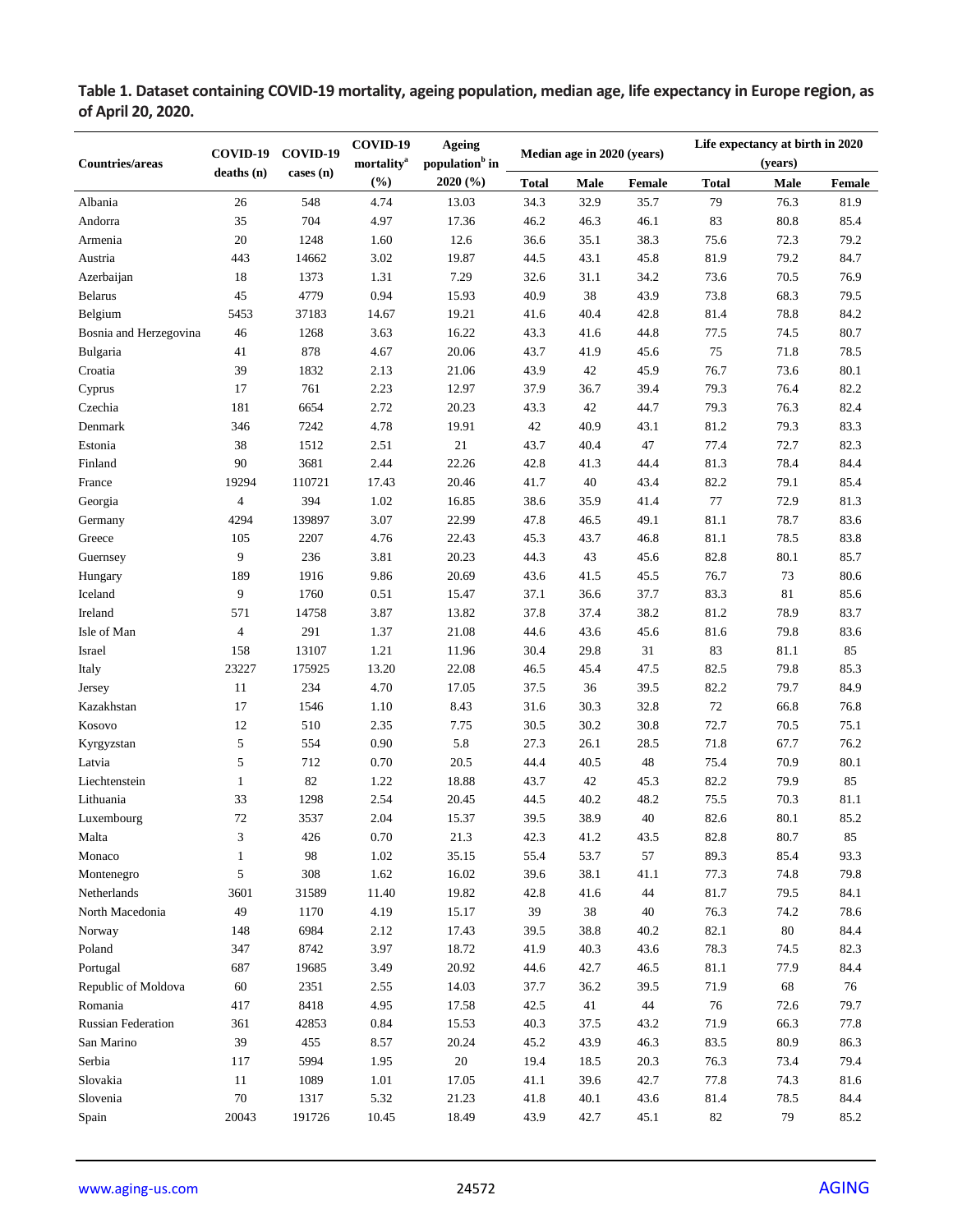**Table 1. Dataset containing COVID-19 mortality, ageing population, median age, life expectancy in Europe region, as of April 20, 2020.**

| Countries/areas | COVID-19 deaths (n) | COVID-19 cases (n) | COVID-19 mortality[a] (%) | Ageing population[b] in 2020 (%) | Median age in 2020 (years) | | | Life expectancy at birth in 2020 (years) | | |
|---|---|---|---|---|---|---|---|---|---|---|
| | | | | | Total | Male | Female | Total | Male | Female |
| Albania | 26 | 548 | 4.74 | 13.03 | 34.3 | 32.9 | 35.7 | 79 | 76.3 | 81.9 |
| Andorra | 35 | 704 | 4.97 | 17.36 | 46.2 | 46.3 | 46.1 | 83 | 80.8 | 85.4 |
| Armenia | 20 | 1248 | 1.60 | 12.6 | 36.6 | 35.1 | 38.3 | 75.6 | 72.3 | 79.2 |
| Austria | 443 | 14662 | 3.02 | 19.87 | 44.5 | 43.1 | 45.8 | 81.9 | 79.2 | 84.7 |
| Azerbaijan | 18 | 1373 | 1.31 | 7.29 | 32.6 | 31.1 | 34.2 | 73.6 | 70.5 | 76.9 |
| Belarus | 45 | 4779 | 0.94 | 15.93 | 40.9 | 38 | 43.9 | 73.8 | 68.3 | 79.5 |
| Belgium | 5453 | 37183 | 14.67 | 19.21 | 41.6 | 40.4 | 42.8 | 81.4 | 78.8 | 84.2 |
| Bosnia and Herzegovina | 46 | 1268 | 3.63 | 16.22 | 43.3 | 41.6 | 44.8 | 77.5 | 74.5 | 80.7 |
| Bulgaria | 41 | 878 | 4.67 | 20.06 | 43.7 | 41.9 | 45.6 | 75 | 71.8 | 78.5 |
| Croatia | 39 | 1832 | 2.13 | 21.06 | 43.9 | 42 | 45.9 | 76.7 | 73.6 | 80.1 |
| Cyprus | 17 | 761 | 2.23 | 12.97 | 37.9 | 36.7 | 39.4 | 79.3 | 76.4 | 82.2 |
| Czechia | 181 | 6654 | 2.72 | 20.23 | 43.3 | 42 | 44.7 | 79.3 | 76.3 | 82.4 |
| Denmark | 346 | 7242 | 4.78 | 19.91 | 42 | 40.9 | 43.1 | 81.2 | 79.3 | 83.3 |
| Estonia | 38 | 1512 | 2.51 | 21 | 43.7 | 40.4 | 47 | 77.4 | 72.7 | 82.3 |
| Finland | 90 | 3681 | 2.44 | 22.26 | 42.8 | 41.3 | 44.4 | 81.3 | 78.4 | 84.4 |
| France | 19294 | 110721 | 17.43 | 20.46 | 41.7 | 40 | 43.4 | 82.2 | 79.1 | 85.4 |
| Georgia | 4 | 394 | 1.02 | 16.85 | 38.6 | 35.9 | 41.4 | 77 | 72.9 | 81.3 |
| Germany | 4294 | 139897 | 3.07 | 22.99 | 47.8 | 46.5 | 49.1 | 81.1 | 78.7 | 83.6 |
| Greece | 105 | 2207 | 4.76 | 22.43 | 45.3 | 43.7 | 46.8 | 81.1 | 78.5 | 83.8 |
| Guernsey | 9 | 236 | 3.81 | 20.23 | 44.3 | 43 | 45.6 | 82.8 | 80.1 | 85.7 |
| Hungary | 189 | 1916 | 9.86 | 20.69 | 43.6 | 41.5 | 45.5 | 76.7 | 73 | 80.6 |
| Iceland | 9 | 1760 | 0.51 | 15.47 | 37.1 | 36.6 | 37.7 | 83.3 | 81 | 85.6 |
| Ireland | 571 | 14758 | 3.87 | 13.82 | 37.8 | 37.4 | 38.2 | 81.2 | 78.9 | 83.7 |
| Isle of Man | 4 | 291 | 1.37 | 21.08 | 44.6 | 43.6 | 45.6 | 81.6 | 79.8 | 83.6 |
| Israel | 158 | 13107 | 1.21 | 11.96 | 30.4 | 29.8 | 31 | 83 | 81.1 | 85 |
| Italy | 23227 | 175925 | 13.20 | 22.08 | 46.5 | 45.4 | 47.5 | 82.5 | 79.8 | 85.3 |
| Jersey | 11 | 234 | 4.70 | 17.05 | 37.5 | 36 | 39.5 | 82.2 | 79.7 | 84.9 |
| Kazakhstan | 17 | 1546 | 1.10 | 8.43 | 31.6 | 30.3 | 32.8 | 72 | 66.8 | 76.8 |
| Kosovo | 12 | 510 | 2.35 | 7.75 | 30.5 | 30.2 | 30.8 | 72.7 | 70.5 | 75.1 |
| Kyrgyzstan | 5 | 554 | 0.90 | 5.8 | 27.3 | 26.1 | 28.5 | 71.8 | 67.7 | 76.2 |
| Latvia | 5 | 712 | 0.70 | 20.5 | 44.4 | 40.5 | 48 | 75.4 | 70.9 | 80.1 |
| Liechtenstein | 1 | 82 | 1.22 | 18.88 | 43.7 | 42 | 45.3 | 82.2 | 79.9 | 85 |
| Lithuania | 33 | 1298 | 2.54 | 20.45 | 44.5 | 40.2 | 48.2 | 75.5 | 70.3 | 81.1 |
| Luxembourg | 72 | 3537 | 2.04 | 15.37 | 39.5 | 38.9 | 40 | 82.6 | 80.1 | 85.2 |
| Malta | 3 | 426 | 0.70 | 21.3 | 42.3 | 41.2 | 43.5 | 82.8 | 80.7 | 85 |
| Monaco | 1 | 98 | 1.02 | 35.15 | 55.4 | 53.7 | 57 | 89.3 | 85.4 | 93.3 |
| Montenegro | 5 | 308 | 1.62 | 16.02 | 39.6 | 38.1 | 41.1 | 77.3 | 74.8 | 79.8 |
| Netherlands | 3601 | 31589 | 11.40 | 19.82 | 42.8 | 41.6 | 44 | 81.7 | 79.5 | 84.1 |
| North Macedonia | 49 | 1170 | 4.19 | 15.17 | 39 | 38 | 40 | 76.3 | 74.2 | 78.6 |
| Norway | 148 | 6984 | 2.12 | 17.43 | 39.5 | 38.8 | 40.2 | 82.1 | 80 | 84.4 |
| Poland | 347 | 8742 | 3.97 | 18.72 | 41.9 | 40.3 | 43.6 | 78.3 | 74.5 | 82.3 |
| Portugal | 687 | 19685 | 3.49 | 20.92 | 44.6 | 42.7 | 46.5 | 81.1 | 77.9 | 84.4 |
| Republic of Moldova | 60 | 2351 | 2.55 | 14.03 | 37.7 | 36.2 | 39.5 | 71.9 | 68 | 76 |
| Romania | 417 | 8418 | 4.95 | 17.58 | 42.5 | 41 | 44 | 76 | 72.6 | 79.7 |
| Russian Federation | 361 | 42853 | 0.84 | 15.53 | 40.3 | 37.5 | 43.2 | 71.9 | 66.3 | 77.8 |
| San Marino | 39 | 455 | 8.57 | 20.24 | 45.2 | 43.9 | 46.3 | 83.5 | 80.9 | 86.3 |
| Serbia | 117 | 5994 | 1.95 | 20 | 19.4 | 18.5 | 20.3 | 76.3 | 73.4 | 79.4 |
| Slovakia | 11 | 1089 | 1.01 | 17.05 | 41.1 | 39.6 | 42.7 | 77.8 | 74.3 | 81.6 |
| Slovenia | 70 | 1317 | 5.32 | 21.23 | 41.8 | 40.1 | 43.6 | 81.4 | 78.5 | 84.4 |
| Spain | 20043 | 191726 | 10.45 | 18.49 | 43.9 | 42.7 | 45.1 | 82 | 79 | 85.2 |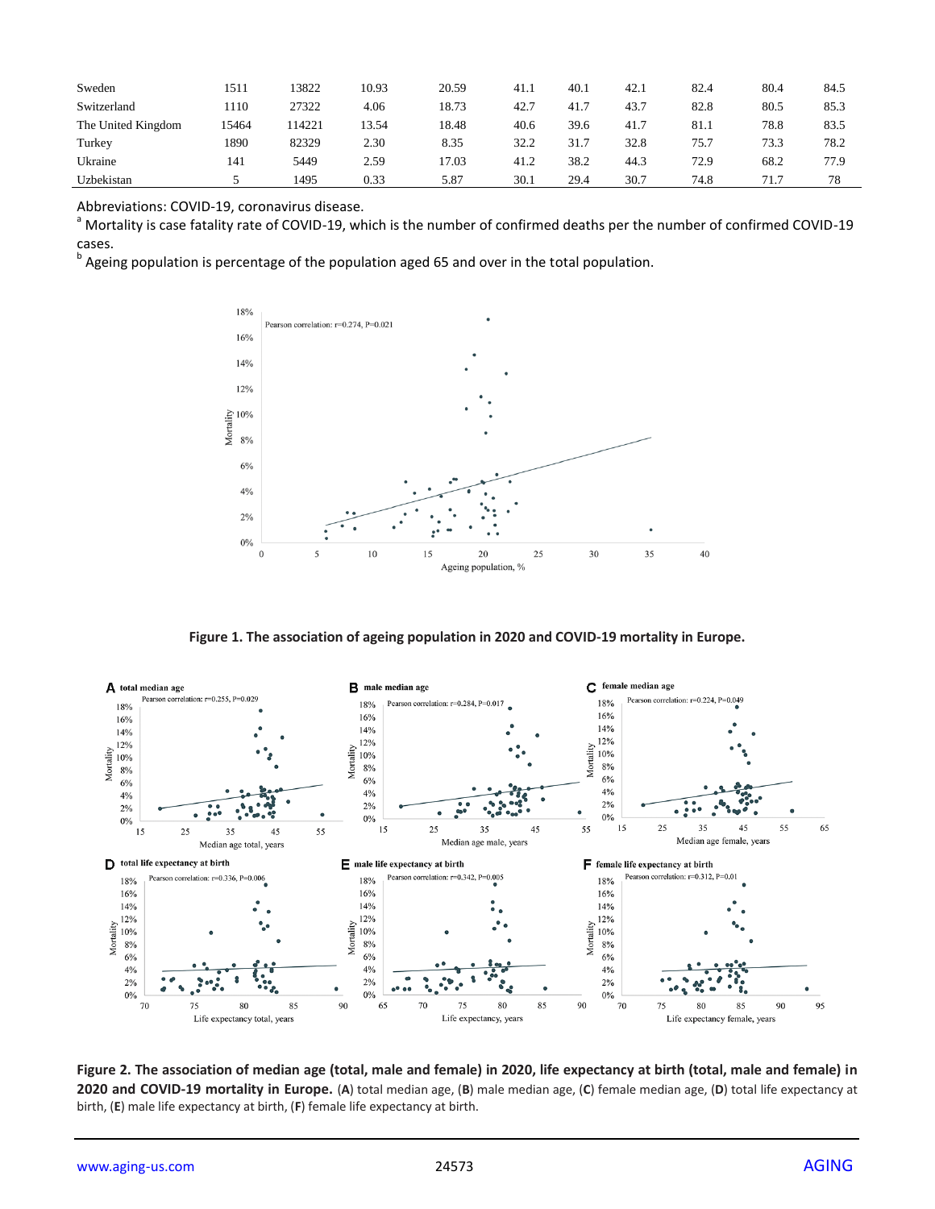| | | | | | | | | | | |
|---|---|---|---|---|---|---|---|---|---|---|
| Sweden | 1511 | 13822 | 10.93 | 20.59 | 41.1 | 40.1 | 42.1 | 82.4 | 80.4 | 84.5 |
| Switzerland | 1110 | 27322 | 4.06 | 18.73 | 42.7 | 41.7 | 43.7 | 82.8 | 80.5 | 85.3 |
| The United Kingdom | 15464 | 114221 | 13.54 | 18.48 | 40.6 | 39.6 | 41.7 | 81.1 | 78.8 | 83.5 |
| Turkey | 1890 | 82329 | 2.30 | 8.35 | 32.2 | 31.7 | 32.8 | 75.7 | 73.3 | 78.2 |
| Ukraine | 141 | 5449 | 2.59 | 17.03 | 41.2 | 38.2 | 44.3 | 72.9 | 68.2 | 77.9 |
| Uzbekistan | 5 | 1495 | 0.33 | 5.87 | 30.1 | 29.4 | 30.7 | 74.8 | 71.7 | 78 |

Abbreviations: COVID-19, coronavirus disease.

[a] Mortality is case fatality rate of COVID-19, which is the number of confirmed deaths per the number of confirmed COVID-19 cases.

[b] Ageing population is percentage of the population aged 65 and over in the total population.

**Figure 1. The association of ageing population in 2020 and COVID-19 mortality in Europe.**

**Figure 2. The association of median age (total, male and female) in 2020, life expectancy at birth (total, male and female) in 2020 and COVID-19 mortality in Europe.** (**A**) total median age, (**B**) male median age, (**C**) female median age, (**D**) total life expectancy at birth, (**E**) male life expectancy at birth, (**F**) female life expectancy at birth.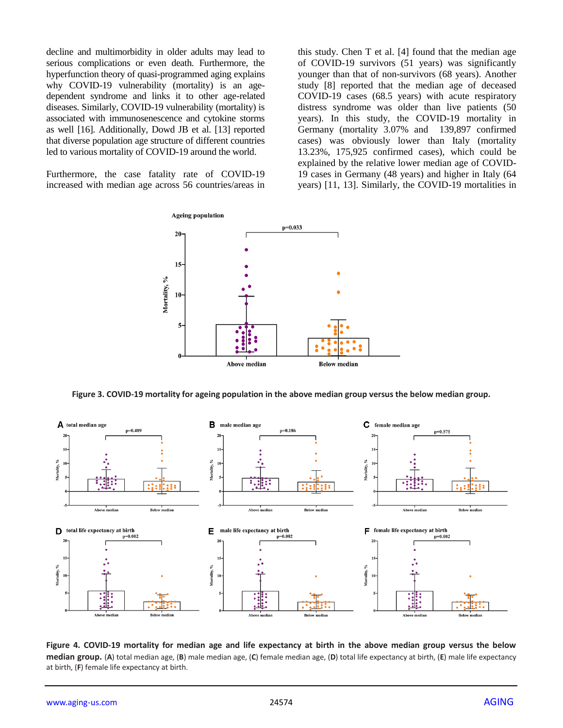decline and multimorbidity in older adults may lead to serious complications or even death. Furthermore, the hyperfunction theory of quasi-programmed aging explains why COVID-19 vulnerability (mortality) is an age-dependent syndrome and links it to other age-related diseases. Similarly, COVID-19 vulnerability (mortality) is associated with immunosenescence and cytokine storms as well [16]. Additionally, Dowd JB et al. [13] reported that diverse population age structure of different countries led to various mortality of COVID-19 around the world.

Furthermore, the case fatality rate of COVID-19 increased with median age across 56 countries/areas in this study. Chen T et al. [4] found that the median age of COVID-19 survivors (51 years) was significantly younger than that of non-survivors (68 years). Another study [8] reported that the median age of deceased COVID-19 cases (68.5 years) with acute respiratory distress syndrome was older than live patients (50 years). In this study, the COVID-19 mortality in Germany (mortality 3.07% and 139,897 confirmed cases) was obviously lower than Italy (mortality 13.23%, 175,925 confirmed cases), which could be explained by the relative lower median age of COVID-19 cases in Germany (48 years) and higher in Italy (64 years) [11, 13]. Similarly, the COVID-19 mortalities in

**Figure 3. COVID-19 mortality for ageing population in the above median group versus the below median group.**

**Figure 4. COVID-19 mortality for median age and life expectancy at birth in the above median group versus the below median group.** (**A**) total median age, (**B**) male median age, (**C**) female median age, (**D**) total life expectancy at birth, (**E**) male life expectancy at birth, (**F**) female life expectancy at birth.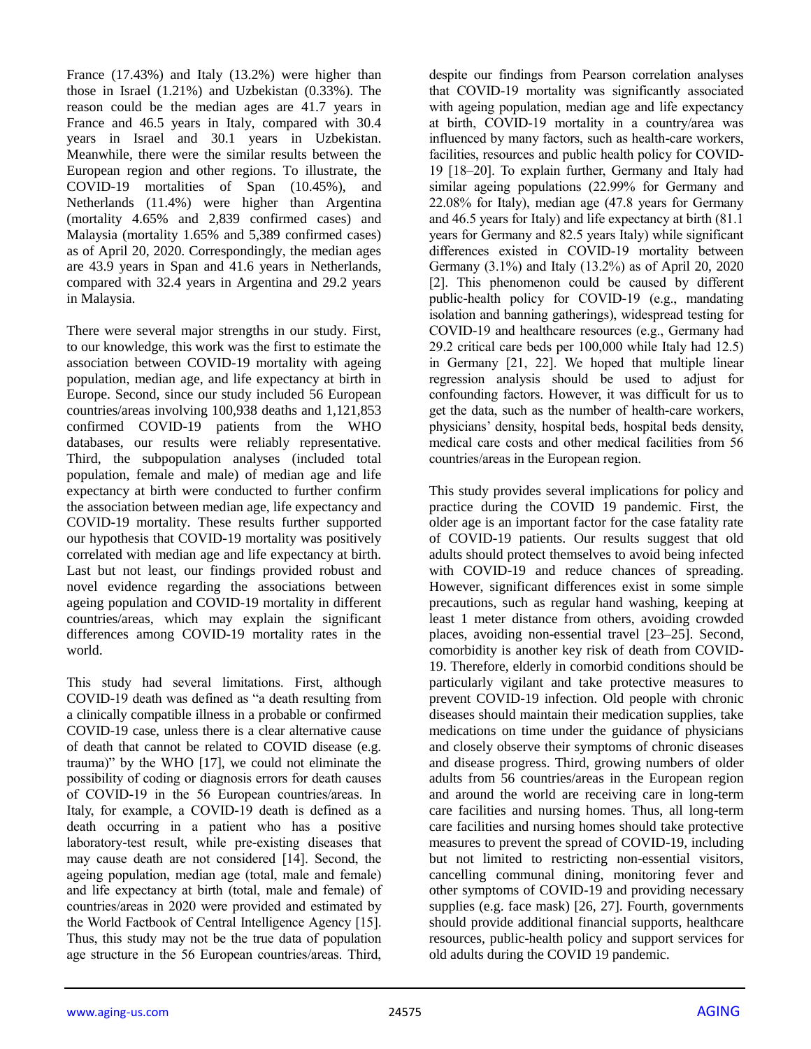France (17.43%) and Italy (13.2%) were higher than those in Israel (1.21%) and Uzbekistan (0.33%). The reason could be the median ages are 41.7 years in France and 46.5 years in Italy, compared with 30.4 years in Israel and 30.1 years in Uzbekistan. Meanwhile, there were the similar results between the European region and other regions. To illustrate, the COVID-19 mortalities of Span (10.45%), and Netherlands (11.4%) were higher than Argentina (mortality 4.65% and 2,839 confirmed cases) and Malaysia (mortality 1.65% and 5,389 confirmed cases) as of April 20, 2020. Correspondingly, the median ages are 43.9 years in Span and 41.6 years in Netherlands, compared with 32.4 years in Argentina and 29.2 years in Malaysia.

There were several major strengths in our study. First, to our knowledge, this work was the first to estimate the association between COVID-19 mortality with ageing population, median age, and life expectancy at birth in Europe. Second, since our study included 56 European countries/areas involving 100,938 deaths and 1,121,853 confirmed COVID-19 patients from the WHO databases, our results were reliably representative. Third, the subpopulation analyses (included total population, female and male) of median age and life expectancy at birth were conducted to further confirm the association between median age, life expectancy and COVID-19 mortality. These results further supported our hypothesis that COVID-19 mortality was positively correlated with median age and life expectancy at birth. Last but not least, our findings provided robust and novel evidence regarding the associations between ageing population and COVID-19 mortality in different countries/areas, which may explain the significant differences among COVID-19 mortality rates in the world.

This study had several limitations. First, although COVID-19 death was defined as "a death resulting from a clinically compatible illness in a probable or confirmed COVID-19 case, unless there is a clear alternative cause of death that cannot be related to COVID disease (e.g. trauma)" by the WHO [17], we could not eliminate the possibility of coding or diagnosis errors for death causes of COVID-19 in the 56 European countries/areas. In Italy, for example, a COVID-19 death is defined as a death occurring in a patient who has a positive laboratory-test result, while pre-existing diseases that may cause death are not considered [14]. Second, the ageing population, median age (total, male and female) and life expectancy at birth (total, male and female) of countries/areas in 2020 were provided and estimated by the World Factbook of Central Intelligence Agency [15]. Thus, this study may not be the true data of population age structure in the 56 European countries/areas. Third, despite our findings from Pearson correlation analyses that COVID-19 mortality was significantly associated with ageing population, median age and life expectancy at birth, COVID-19 mortality in a country/area was influenced by many factors, such as health-care workers, facilities, resources and public health policy for COVID-19 [18–20]. To explain further, Germany and Italy had similar ageing populations (22.99% for Germany and 22.08% for Italy), median age (47.8 years for Germany and 46.5 years for Italy) and life expectancy at birth (81.1 years for Germany and 82.5 years Italy) while significant differences existed in COVID-19 mortality between Germany (3.1%) and Italy (13.2%) as of April 20, 2020 [2]. This phenomenon could be caused by different public-health policy for COVID-19 (e.g., mandating isolation and banning gatherings), widespread testing for COVID-19 and healthcare resources (e.g., Germany had 29.2 critical care beds per 100,000 while Italy had 12.5) in Germany [21, 22]. We hoped that multiple linear regression analysis should be used to adjust for confounding factors. However, it was difficult for us to get the data, such as the number of health-care workers, physicians' density, hospital beds, hospital beds density, medical care costs and other medical facilities from 56 countries/areas in the European region.

This study provides several implications for policy and practice during the COVID 19 pandemic. First, the older age is an important factor for the case fatality rate of COVID-19 patients. Our results suggest that old adults should protect themselves to avoid being infected with COVID-19 and reduce chances of spreading. However, significant differences exist in some simple precautions, such as regular hand washing, keeping at least 1 meter distance from others, avoiding crowded places, avoiding non-essential travel [23–25]. Second, comorbidity is another key risk of death from COVID-19. Therefore, elderly in comorbid conditions should be particularly vigilant and take protective measures to prevent COVID-19 infection. Old people with chronic diseases should maintain their medication supplies, take medications on time under the guidance of physicians and closely observe their symptoms of chronic diseases and disease progress. Third, growing numbers of older adults from 56 countries/areas in the European region and around the world are receiving care in long-term care facilities and nursing homes. Thus, all long-term care facilities and nursing homes should take protective measures to prevent the spread of COVID-19, including but not limited to restricting non-essential visitors, cancelling communal dining, monitoring fever and other symptoms of COVID-19 and providing necessary supplies (e.g. face mask) [26, 27]. Fourth, governments should provide additional financial supports, healthcare resources, public-health policy and support services for old adults during the COVID 19 pandemic.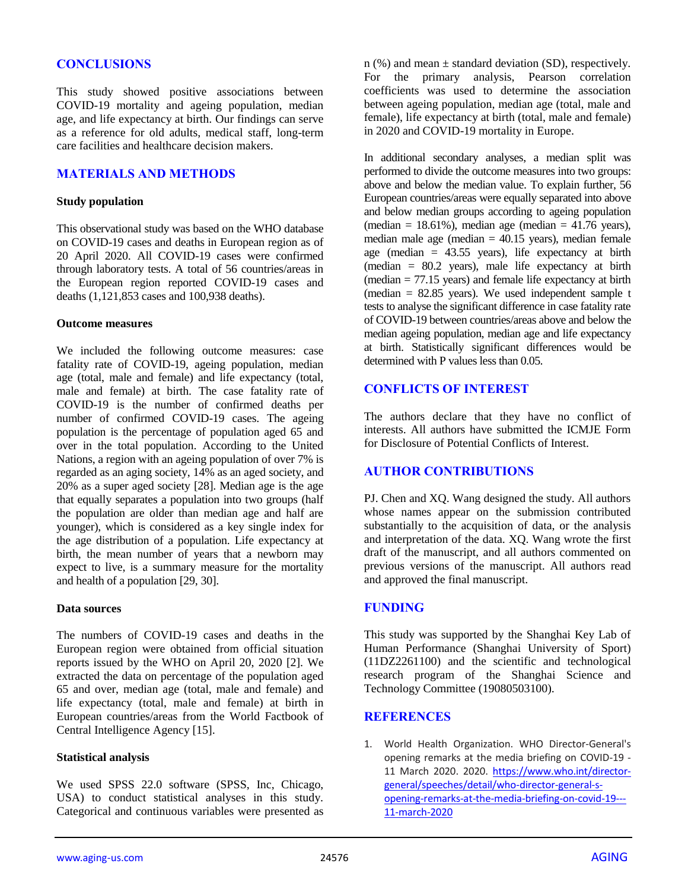## CONCLUSIONS

This study showed positive associations between COVID-19 mortality and ageing population, median age, and life expectancy at birth. Our findings can serve as a reference for old adults, medical staff, long-term care facilities and healthcare decision makers.

## MATERIALS AND METHODS

### Study population

This observational study was based on the WHO database on COVID-19 cases and deaths in European region as of 20 April 2020. All COVID-19 cases were confirmed through laboratory tests. A total of 56 countries/areas in the European region reported COVID-19 cases and deaths (1,121,853 cases and 100,938 deaths).

### Outcome measures

We included the following outcome measures: case fatality rate of COVID-19, ageing population, median age (total, male and female) and life expectancy (total, male and female) at birth. The case fatality rate of COVID-19 is the number of confirmed deaths per number of confirmed COVID-19 cases. The ageing population is the percentage of population aged 65 and over in the total population. According to the United Nations, a region with an ageing population of over 7% is regarded as an aging society, 14% as an aged society, and 20% as a super aged society [28]. Median age is the age that equally separates a population into two groups (half the population are older than median age and half are younger), which is considered as a key single index for the age distribution of a population. Life expectancy at birth, the mean number of years that a newborn may expect to live, is a summary measure for the mortality and health of a population [29, 30].

### Data sources

The numbers of COVID-19 cases and deaths in the European region were obtained from official situation reports issued by the WHO on April 20, 2020 [2]. We extracted the data on percentage of the population aged 65 and over, median age (total, male and female) and life expectancy (total, male and female) at birth in European countries/areas from the World Factbook of Central Intelligence Agency [15].

### Statistical analysis

We used SPSS 22.0 software (SPSS, Inc, Chicago, USA) to conduct statistical analyses in this study. Categorical and continuous variables were presented as n (%) and mean ± standard deviation (SD), respectively. For the primary analysis, Pearson correlation coefficients was used to determine the association between ageing population, median age (total, male and female), life expectancy at birth (total, male and female) in 2020 and COVID-19 mortality in Europe.

In additional secondary analyses, a median split was performed to divide the outcome measures into two groups: above and below the median value. To explain further, 56 European countries/areas were equally separated into above and below median groups according to ageing population (median = 18.61%), median age (median = 41.76 years), median male age (median = 40.15 years), median female age (median = 43.55 years), life expectancy at birth (median = 80.2 years), male life expectancy at birth (median = 77.15 years) and female life expectancy at birth (median = 82.85 years). We used independent sample t tests to analyse the significant difference in case fatality rate of COVID-19 between countries/areas above and below the median ageing population, median age and life expectancy at birth. Statistically significant differences would be determined with P values less than 0.05.

## CONFLICTS OF INTEREST

The authors declare that they have no conflict of interests. All authors have submitted the ICMJE Form for Disclosure of Potential Conflicts of Interest.

## AUTHOR CONTRIBUTIONS

PJ. Chen and XQ. Wang designed the study. All authors whose names appear on the submission contributed substantially to the acquisition of data, or the analysis and interpretation of the data. XQ. Wang wrote the first draft of the manuscript, and all authors commented on previous versions of the manuscript. All authors read and approved the final manuscript.

## FUNDING

This study was supported by the Shanghai Key Lab of Human Performance (Shanghai University of Sport) (11DZ2261100) and the scientific and technological research program of the Shanghai Science and Technology Committee (19080503100).

## REFERENCES

1. World Health Organization. WHO Director-General's opening remarks at the media briefing on COVID-19 - 11 March 2020. 2020. https://www.who.int/director-general/speeches/detail/who-director-general-s-opening-remarks-at-the-media-briefing-on-covid-19---11-march-2020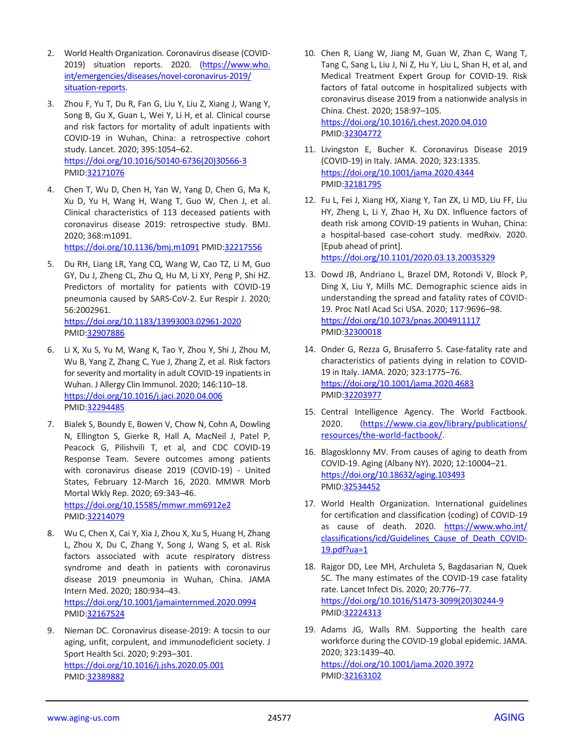2. World Health Organization. Coronavirus disease (COVID-2019) situation reports. 2020. (https://www.who.int/emergencies/diseases/novel-coronavirus-2019/situation-reports).

3. Zhou F, Yu T, Du R, Fan G, Liu Y, Liu Z, Xiang J, Wang Y, Song B, Gu X, Guan L, Wei Y, Li H, et al. Clinical course and risk factors for mortality of adult inpatients with COVID-19 in Wuhan, China: a retrospective cohort study. Lancet. 2020; 395:1054–62. https://doi.org/10.1016/S0140-6736(20)30566-3 PMID:32171076

4. Chen T, Wu D, Chen H, Yan W, Yang D, Chen G, Ma K, Xu D, Yu H, Wang H, Wang T, Guo W, Chen J, et al. Clinical characteristics of 113 deceased patients with coronavirus disease 2019: retrospective study. BMJ. 2020; 368:m1091. https://doi.org/10.1136/bmj.m1091 PMID:32217556

5. Du RH, Liang LR, Yang CQ, Wang W, Cao TZ, Li M, Guo GY, Du J, Zheng CL, Zhu Q, Hu M, Li XY, Peng P, Shi HZ. Predictors of mortality for patients with COVID-19 pneumonia caused by SARS-CoV-2. Eur Respir J. 2020; 56:2002961. https://doi.org/10.1183/13993003.02961-2020 PMID:32907886

6. Li X, Xu S, Yu M, Wang K, Tao Y, Zhou Y, Shi J, Zhou M, Wu B, Yang Z, Zhang C, Yue J, Zhang Z, et al. Risk factors for severity and mortality in adult COVID-19 inpatients in Wuhan. J Allergy Clin Immunol. 2020; 146:110–18. https://doi.org/10.1016/j.jaci.2020.04.006 PMID:32294485

7. Bialek S, Boundy E, Bowen V, Chow N, Cohn A, Dowling N, Ellington S, Gierke R, Hall A, MacNeil J, Patel P, Peacock G, Pilishvili T, et al, and CDC COVID-19 Response Team. Severe outcomes among patients with coronavirus disease 2019 (COVID-19) - United States, February 12-March 16, 2020. MMWR Morb Mortal Wkly Rep. 2020; 69:343–46. https://doi.org/10.15585/mmwr.mm6912e2 PMID:32214079

8. Wu C, Chen X, Cai Y, Xia J, Zhou X, Xu S, Huang H, Zhang L, Zhou X, Du C, Zhang Y, Song J, Wang S, et al. Risk factors associated with acute respiratory distress syndrome and death in patients with coronavirus disease 2019 pneumonia in Wuhan, China. JAMA Intern Med. 2020; 180:934–43. https://doi.org/10.1001/jamainternmed.2020.0994 PMID:32167524

9. Nieman DC. Coronavirus disease-2019: A tocsin to our aging, unfit, corpulent, and immunodeficient society. J Sport Health Sci. 2020; 9:293–301. https://doi.org/10.1016/j.jshs.2020.05.001 PMID:32389882

10. Chen R, Liang W, Jiang M, Guan W, Zhan C, Wang T, Tang C, Sang L, Liu J, Ni Z, Hu Y, Liu L, Shan H, et al, and Medical Treatment Expert Group for COVID-19. Risk factors of fatal outcome in hospitalized subjects with coronavirus disease 2019 from a nationwide analysis in China. Chest. 2020; 158:97–105. https://doi.org/10.1016/j.chest.2020.04.010 PMID:32304772

11. Livingston E, Bucher K. Coronavirus Disease 2019 (COVID-19) in Italy. JAMA. 2020; 323:1335. https://doi.org/10.1001/jama.2020.4344 PMID:32181795

12. Fu L, Fei J, Xiang HX, Xiang Y, Tan ZX, Li MD, Liu FF, Liu HY, Zheng L, Li Y, Zhao H, Xu DX. Influence factors of death risk among COVID-19 patients in Wuhan, China: a hospital-based case-cohort study. medRxiv. 2020. [Epub ahead of print]. https://doi.org/10.1101/2020.03.13.20035329

13. Dowd JB, Andriano L, Brazel DM, Rotondi V, Block P, Ding X, Liu Y, Mills MC. Demographic science aids in understanding the spread and fatality rates of COVID-19. Proc Natl Acad Sci USA. 2020; 117:9696–98. https://doi.org/10.1073/pnas.2004911117 PMID:32300018

14. Onder G, Rezza G, Brusaferro S. Case-fatality rate and characteristics of patients dying in relation to COVID-19 in Italy. JAMA. 2020; 323:1775–76. https://doi.org/10.1001/jama.2020.4683 PMID:32203977

15. Central Intelligence Agency. The World Factbook. 2020. (https://www.cia.gov/library/publications/resources/the-world-factbook/.

16. Blagosklonny MV. From causes of aging to death from COVID-19. Aging (Albany NY). 2020; 12:10004–21. https://doi.org/10.18632/aging.103493 PMID:32534452

17. World Health Organization. International guidelines for certification and classification (coding) of COVID-19 as cause of death. 2020. https://www.who.int/classifications/icd/Guidelines_Cause_of_Death_COVID-19.pdf?ua=1

18. Rajgor DD, Lee MH, Archuleta S, Bagdasarian N, Quek SC. The many estimates of the COVID-19 case fatality rate. Lancet Infect Dis. 2020; 20:776–77. https://doi.org/10.1016/S1473-3099(20)30244-9 PMID:32224313

19. Adams JG, Walls RM. Supporting the health care workforce during the COVID-19 global epidemic. JAMA. 2020; 323:1439–40. https://doi.org/10.1001/jama.2020.3972 PMID:32163102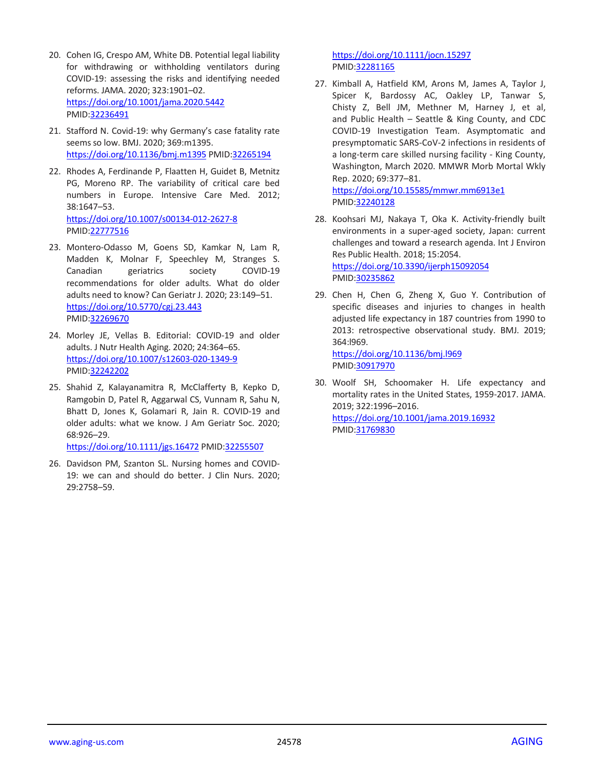20. Cohen IG, Crespo AM, White DB. Potential legal liability for withdrawing or withholding ventilators during COVID-19: assessing the risks and identifying needed reforms. JAMA. 2020; 323:1901–02. https://doi.org/10.1001/jama.2020.5442 PMID:32236491

21. Stafford N. Covid-19: why Germany's case fatality rate seems so low. BMJ. 2020; 369:m1395. https://doi.org/10.1136/bmj.m1395 PMID:32265194

22. Rhodes A, Ferdinande P, Flaatten H, Guidet B, Metnitz PG, Moreno RP. The variability of critical care bed numbers in Europe. Intensive Care Med. 2012; 38:1647–53. https://doi.org/10.1007/s00134-012-2627-8 PMID:22777516

23. Montero-Odasso M, Goens SD, Kamkar N, Lam R, Madden K, Molnar F, Speechley M, Stranges S. Canadian geriatrics society COVID-19 recommendations for older adults. What do older adults need to know? Can Geriatr J. 2020; 23:149–51. https://doi.org/10.5770/cgj.23.443 PMID:32269670

24. Morley JE, Vellas B. Editorial: COVID-19 and older adults. J Nutr Health Aging. 2020; 24:364–65. https://doi.org/10.1007/s12603-020-1349-9 PMID:32242202

25. Shahid Z, Kalayanamitra R, McClafferty B, Kepko D, Ramgobin D, Patel R, Aggarwal CS, Vunnam R, Sahu N, Bhatt D, Jones K, Golamari R, Jain R. COVID-19 and older adults: what we know. J Am Geriatr Soc. 2020; 68:926–29. https://doi.org/10.1111/jgs.16472 PMID:32255507

26. Davidson PM, Szanton SL. Nursing homes and COVID-19: we can and should do better. J Clin Nurs. 2020; 29:2758–59. https://doi.org/10.1111/jocn.15297 PMID:32281165

27. Kimball A, Hatfield KM, Arons M, James A, Taylor J, Spicer K, Bardossy AC, Oakley LP, Tanwar S, Chisty Z, Bell JM, Methner M, Harney J, et al, and Public Health – Seattle & King County, and CDC COVID-19 Investigation Team. Asymptomatic and presymptomatic SARS-CoV-2 infections in residents of a long-term care skilled nursing facility - King County, Washington, March 2020. MMWR Morb Mortal Wkly Rep. 2020; 69:377–81. https://doi.org/10.15585/mmwr.mm6913e1 PMID:32240128

28. Koohsari MJ, Nakaya T, Oka K. Activity-friendly built environments in a super-aged society, Japan: current challenges and toward a research agenda. Int J Environ Res Public Health. 2018; 15:2054. https://doi.org/10.3390/ijerph15092054 PMID:30235862

29. Chen H, Chen G, Zheng X, Guo Y. Contribution of specific diseases and injuries to changes in health adjusted life expectancy in 187 countries from 1990 to 2013: retrospective observational study. BMJ. 2019; 364:l969. https://doi.org/10.1136/bmj.l969 PMID:30917970

30. Woolf SH, Schoomaker H. Life expectancy and mortality rates in the United States, 1959-2017. JAMA. 2019; 322:1996–2016. https://doi.org/10.1001/jama.2019.16932 PMID:31769830